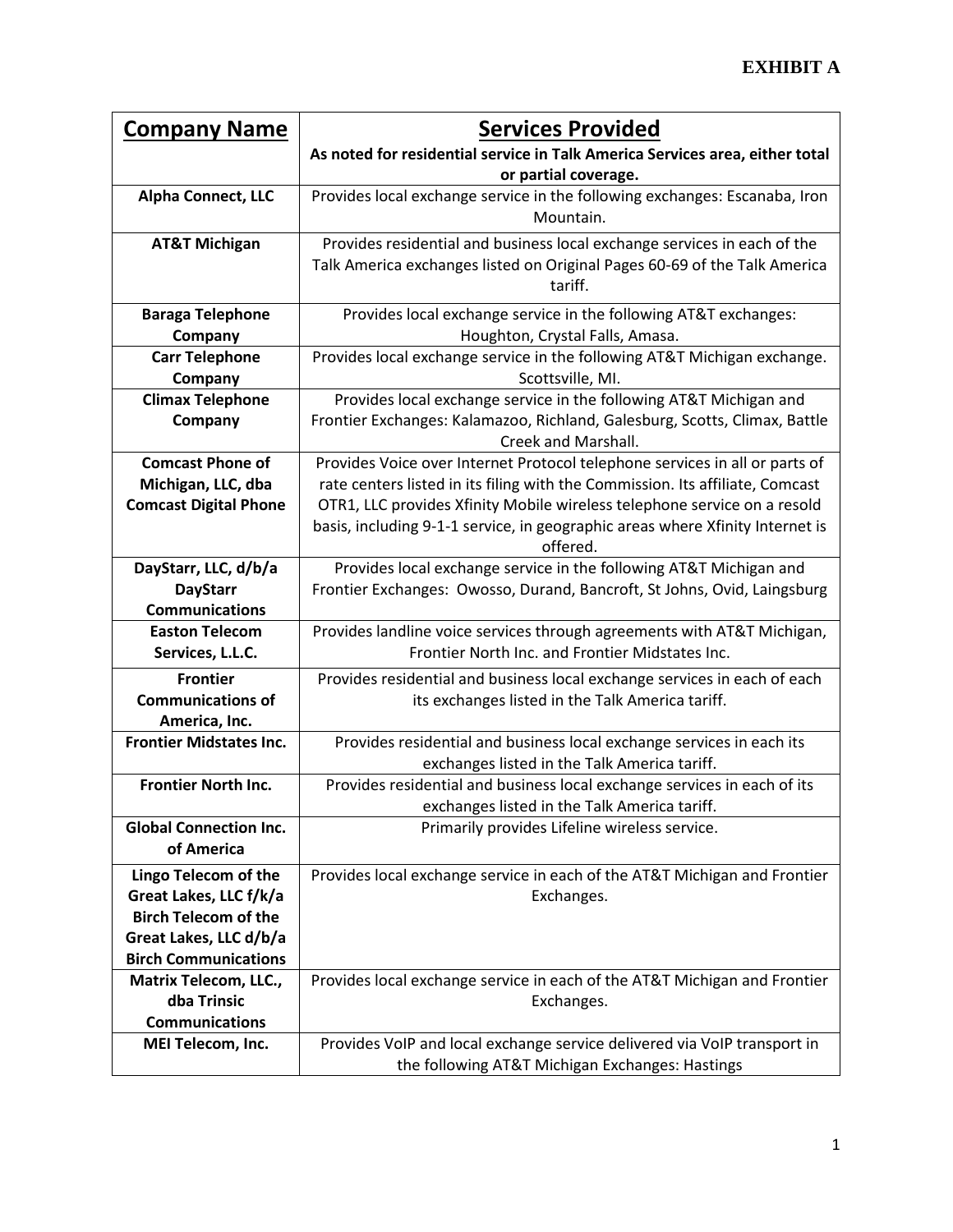# EXHIBIT A

| Company Name | Services Provided<br>As noted for residential service in Talk America Services area, either total or partial coverage. |
|---|---|
| **Alpha Connect, LLC** | Provides local exchange service in the following exchanges: Escanaba, Iron Mountain. |
| **AT&T Michigan** | Provides residential and business local exchange services in each of the Talk America exchanges listed on Original Pages 60-69 of the Talk America tariff. |
| **Baraga Telephone Company** | Provides local exchange service in the following AT&T exchanges: Houghton, Crystal Falls, Amasa. |
| **Carr Telephone Company** | Provides local exchange service in the following AT&T Michigan exchange. Scottsville, MI. |
| **Climax Telephone Company** | Provides local exchange service in the following AT&T Michigan and Frontier Exchanges: Kalamazoo, Richland, Galesburg, Scotts, Climax, Battle Creek and Marshall. |
| **Comcast Phone of Michigan, LLC, dba Comcast Digital Phone** | Provides Voice over Internet Protocol telephone services in all or parts of rate centers listed in its filing with the Commission. Its affiliate, Comcast OTR1, LLC provides Xfinity Mobile wireless telephone service on a resold basis, including 9-1-1 service, in geographic areas where Xfinity Internet is offered. |
| **DayStarr, LLC, d/b/a DayStarr Communications** | Provides local exchange service in the following AT&T Michigan and Frontier Exchanges: Owosso, Durand, Bancroft, St Johns, Ovid, Laingsburg |
| **Easton Telecom Services, L.L.C.** | Provides landline voice services through agreements with AT&T Michigan, Frontier North Inc. and Frontier Midstates Inc. |
| **Frontier Communications of America, Inc.** | Provides residential and business local exchange services in each of each its exchanges listed in the Talk America tariff. |
| **Frontier Midstates Inc.** | Provides residential and business local exchange services in each its exchanges listed in the Talk America tariff. |
| **Frontier North Inc.** | Provides residential and business local exchange services in each of its exchanges listed in the Talk America tariff. |
| **Global Connection Inc. of America** | Primarily provides Lifeline wireless service. |
| **Lingo Telecom of the Great Lakes, LLC f/k/a Birch Telecom of the Great Lakes, LLC d/b/a Birch Communications** | Provides local exchange service in each of the AT&T Michigan and Frontier Exchanges. |
| **Matrix Telecom, LLC., dba Trinsic Communications** | Provides local exchange service in each of the AT&T Michigan and Frontier Exchanges. |
| **MEI Telecom, Inc.** | Provides VoIP and local exchange service delivered via VoIP transport in the following AT&T Michigan Exchanges: Hastings |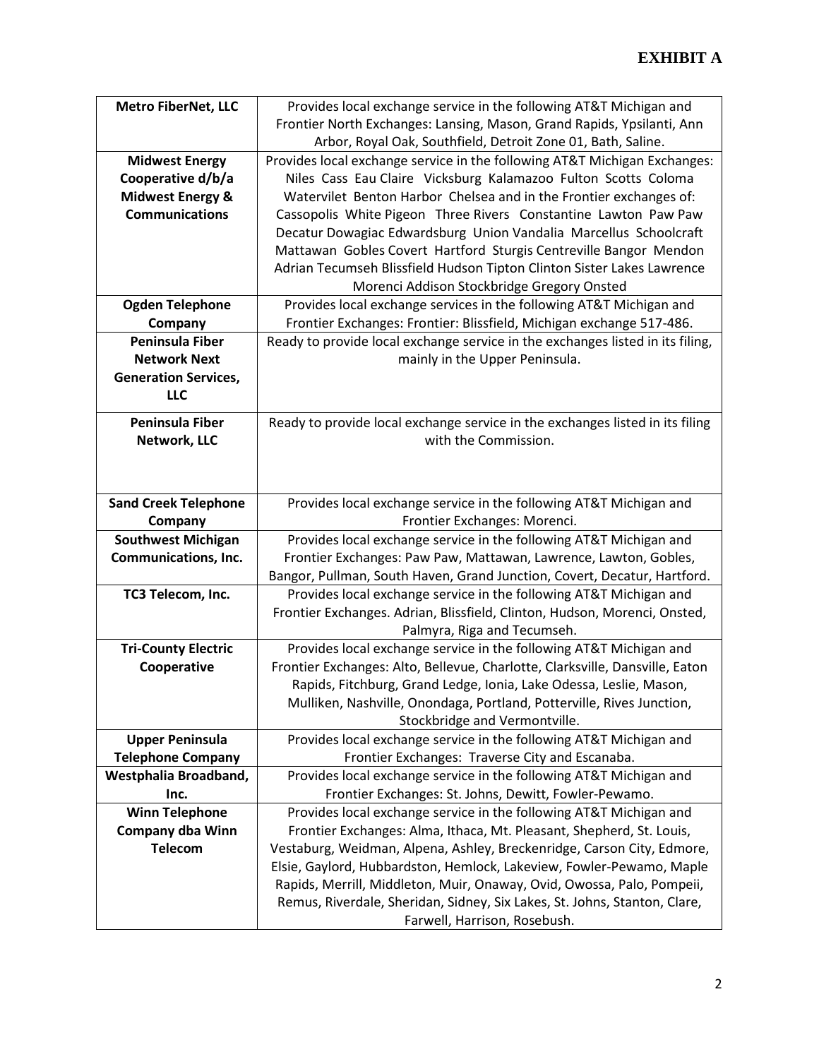# EXHIBIT A

| | |
|---|---|
| **Metro FiberNet, LLC** | Provides local exchange service in the following AT&T Michigan and Frontier North Exchanges: Lansing, Mason, Grand Rapids, Ypsilanti, Ann Arbor, Royal Oak, Southfield, Detroit Zone 01, Bath, Saline. |
| **Midwest Energy Cooperative d/b/a Midwest Energy & Communications** | Provides local exchange service in the following AT&T Michigan Exchanges: Niles Cass Eau Claire Vicksburg Kalamazoo Fulton Scotts Coloma Watervilet Benton Harbor Chelsea and in the Frontier exchanges of: Cassopolis White Pigeon Three Rivers Constantine Lawton Paw Paw Decatur Dowagiac Edwardsburg Union Vandalia Marcellus Schoolcraft Mattawan Gobles Covert Hartford Sturgis Centreville Bangor Mendon Adrian Tecumseh Blissfield Hudson Tipton Clinton Sister Lakes Lawrence Morenci Addison Stockbridge Gregory Onsted |
| **Ogden Telephone Company** | Provides local exchange services in the following AT&T Michigan and Frontier Exchanges: Frontier: Blissfield, Michigan exchange 517-486. |
| **Peninsula Fiber Network Next Generation Services, LLC** | Ready to provide local exchange service in the exchanges listed in its filing, mainly in the Upper Peninsula. |
| **Peninsula Fiber Network, LLC** | Ready to provide local exchange service in the exchanges listed in its filing with the Commission. |
| **Sand Creek Telephone Company** | Provides local exchange service in the following AT&T Michigan and Frontier Exchanges: Morenci. |
| **Southwest Michigan Communications, Inc.** | Provides local exchange service in the following AT&T Michigan and Frontier Exchanges: Paw Paw, Mattawan, Lawrence, Lawton, Gobles, Bangor, Pullman, South Haven, Grand Junction, Covert, Decatur, Hartford. |
| **TC3 Telecom, Inc.** | Provides local exchange service in the following AT&T Michigan and Frontier Exchanges. Adrian, Blissfield, Clinton, Hudson, Morenci, Onsted, Palmyra, Riga and Tecumseh. |
| **Tri-County Electric Cooperative** | Provides local exchange service in the following AT&T Michigan and Frontier Exchanges: Alto, Bellevue, Charlotte, Clarksville, Dansville, Eaton Rapids, Fitchburg, Grand Ledge, Ionia, Lake Odessa, Leslie, Mason, Mulliken, Nashville, Onondaga, Portland, Potterville, Rives Junction, Stockbridge and Vermontville. |
| **Upper Peninsula Telephone Company** | Provides local exchange service in the following AT&T Michigan and Frontier Exchanges: Traverse City and Escanaba. |
| **Westphalia Broadband, Inc.** | Provides local exchange service in the following AT&T Michigan and Frontier Exchanges: St. Johns, Dewitt, Fowler-Pewamo. |
| **Winn Telephone Company dba Winn Telecom** | Provides local exchange service in the following AT&T Michigan and Frontier Exchanges: Alma, Ithaca, Mt. Pleasant, Shepherd, St. Louis, Vestaburg, Weidman, Alpena, Ashley, Breckenridge, Carson City, Edmore, Elsie, Gaylord, Hubbardston, Hemlock, Lakeview, Fowler-Pewamo, Maple Rapids, Merrill, Middleton, Muir, Onaway, Ovid, Owossa, Palo, Pompeii, Remus, Riverdale, Sheridan, Sidney, Six Lakes, St. Johns, Stanton, Clare, Farwell, Harrison, Rosebush. |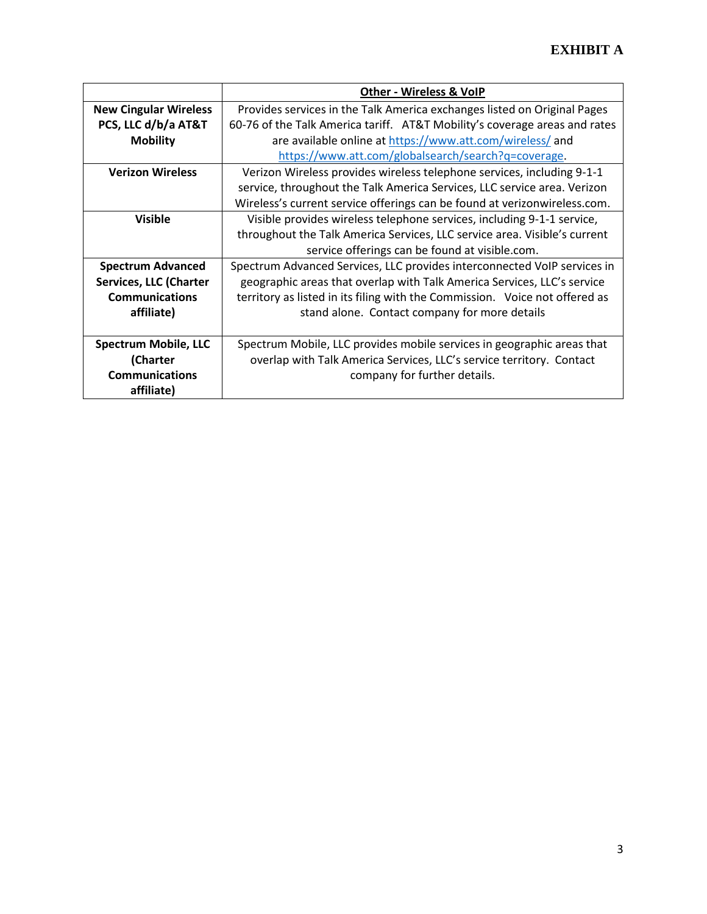**EXHIBIT A**

| | **Other - Wireless & VoIP** |
|---|---|
| **New Cingular Wireless PCS, LLC d/b/a AT&T Mobility** | Provides services in the Talk America exchanges listed on Original Pages 60-76 of the Talk America tariff. AT&T Mobility's coverage areas and rates are available online at https://www.att.com/wireless/ and https://www.att.com/globalsearch/search?q=coverage. |
| **Verizon Wireless** | Verizon Wireless provides wireless telephone services, including 9-1-1 service, throughout the Talk America Services, LLC service area. Verizon Wireless's current service offerings can be found at verizonwireless.com. |
| **Visible** | Visible provides wireless telephone services, including 9-1-1 service, throughout the Talk America Services, LLC service area. Visible's current service offerings can be found at visible.com. |
| **Spectrum Advanced Services, LLC (Charter Communications affiliate)** | Spectrum Advanced Services, LLC provides interconnected VoIP services in geographic areas that overlap with Talk America Services, LLC's service territory as listed in its filing with the Commission. Voice not offered as stand alone. Contact company for more details |
| **Spectrum Mobile, LLC (Charter Communications affiliate)** | Spectrum Mobile, LLC provides mobile services in geographic areas that overlap with Talk America Services, LLC's service territory. Contact company for further details. |